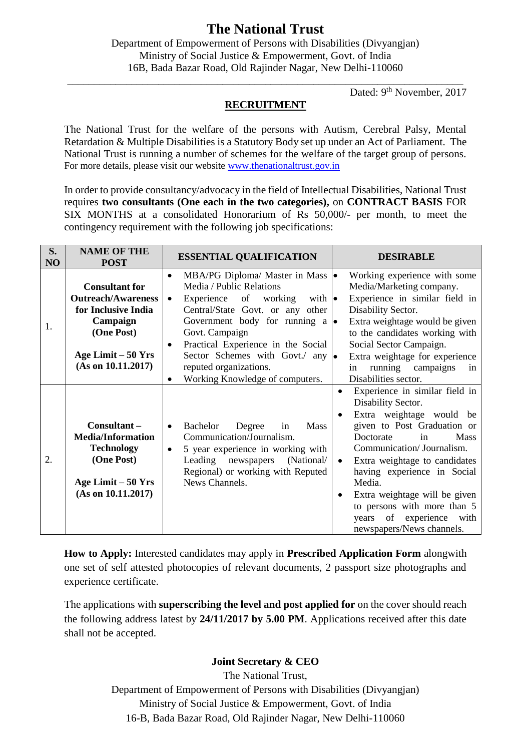# The National Trust

Department of Empowerment of Persons with Disabilities (Divyangjan)
Ministry of Social Justice & Empowerment, Govt. of India
16B, Bada Bazar Road, Old Rajinder Nagar, New Delhi-110060

Dated: 9th November, 2017

## RECRUITMENT

The National Trust for the welfare of the persons with Autism, Cerebral Palsy, Mental Retardation & Multiple Disabilities is a Statutory Body set up under an Act of Parliament. The National Trust is running a number of schemes for the welfare of the target group of persons. For more details, please visit our website www.thenationaltrust.gov.in

In order to provide consultancy/advocacy in the field of Intellectual Disabilities, National Trust requires **two consultants (One each in the two categories),** on **CONTRACT BASIS** FOR SIX MONTHS at a consolidated Honorarium of Rs 50,000/- per month, to meet the contingency requirement with the following job specifications:

| S. NO | NAME OF THE POST | ESSENTIAL QUALIFICATION | DESIRABLE |
|---|---|---|---|
| 1. | **Consultant for Outreach/Awareness for Inclusive India Campaign (One Post)**<br><br>**Age Limit – 50 Yrs (As on 10.11.2017)** | • MBA/PG Diploma/ Master in Mass Media / Public Relations<br>• Experience of working with Central/State Govt. or any other Government body for running a Govt. Campaign<br>• Practical Experience in the Social Sector Schemes with Govt./ any reputed organizations.<br>• Working Knowledge of computers. | • Working experience with some Media/Marketing company.<br>• Experience in similar field in Disability Sector.<br>• Extra weightage would be given to the candidates working with Social Sector Campaign.<br>• Extra weightage for experience in running campaigns in Disabilities sector. |
| 2. | **Consultant – Media/Information Technology (One Post)**<br><br>**Age Limit – 50 Yrs (As on 10.11.2017)** | • Bachelor Degree in Mass Communication/Journalism.<br>• 5 year experience in working with Leading newspapers (National/ Regional) or working with Reputed News Channels. | • Experience in similar field in Disability Sector.<br>• Extra weightage would be given to Post Graduation or Doctorate in Mass Communication/ Journalism.<br>• Extra weightage to candidates having experience in Social Media.<br>• Extra weightage will be given to persons with more than 5 years of experience with newspapers/News channels. |

**How to Apply:** Interested candidates may apply in **Prescribed Application Form** alongwith one set of self attested photocopies of relevant documents, 2 passport size photographs and experience certificate.

The applications with **superscribing the level and post applied for** on the cover should reach the following address latest by **24/11/2017 by 5.00 PM**. Applications received after this date shall not be accepted.

**Joint Secretary & CEO**
The National Trust,
Department of Empowerment of Persons with Disabilities (Divyangjan)
Ministry of Social Justice & Empowerment, Govt. of India
16-B, Bada Bazar Road, Old Rajinder Nagar, New Delhi-110060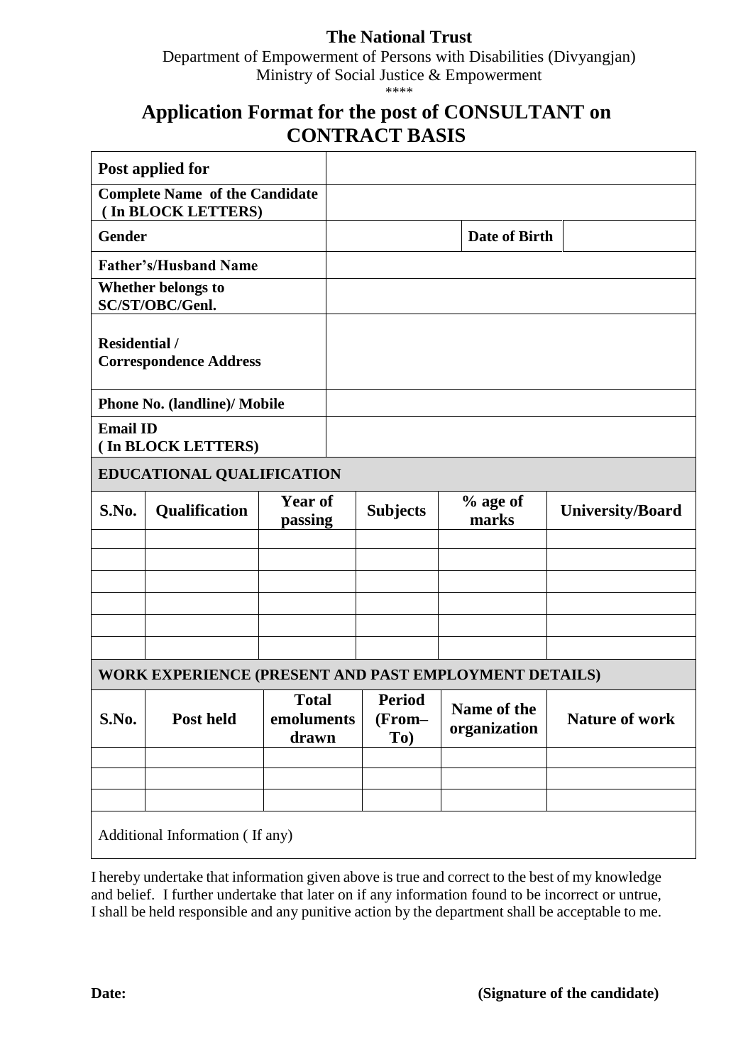**The National Trust**

Department of Empowerment of Persons with Disabilities (Divyangjan)

Ministry of Social Justice & Empowerment

\*\*\*\*

# Application Format for the post of CONSULTANT on CONTRACT BASIS

| | | | |
|---|---|---|---|
| **Post applied for** | | | |
| **Complete Name of the Candidate (In BLOCK LETTERS)** | | | |
| **Gender** | | **Date of Birth** | |
| **Father's/Husband Name** | | | |
| **Whether belongs to SC/ST/OBC/Genl.** | | | |
| **Residential / Correspondence Address** | | | |
| **Phone No. (landline)/ Mobile** | | | |
| **Email ID (In BLOCK LETTERS)** | | | |

**EDUCATIONAL QUALIFICATION**

| S.No. | Qualification | Year of passing | Subjects | % age of marks | University/Board |
|---|---|---|---|---|---|
| | | | | | |
| | | | | | |
| | | | | | |
| | | | | | |
| | | | | | |
| | | | | | |

**WORK EXPERIENCE (PRESENT AND PAST EMPLOYMENT DETAILS)**

| S.No. | Post held | Total emoluments drawn | Period (From– To) | Name of the organization | Nature of work |
|---|---|---|---|---|---|
| | | | | | |
| | | | | | |
| | | | | | |

Additional Information ( If any)

I hereby undertake that information given above is true and correct to the best of my knowledge and belief. I further undertake that later on if any information found to be incorrect or untrue, I shall be held responsible and any punitive action by the department shall be acceptable to me.

**Date:**

**(Signature of the candidate)**